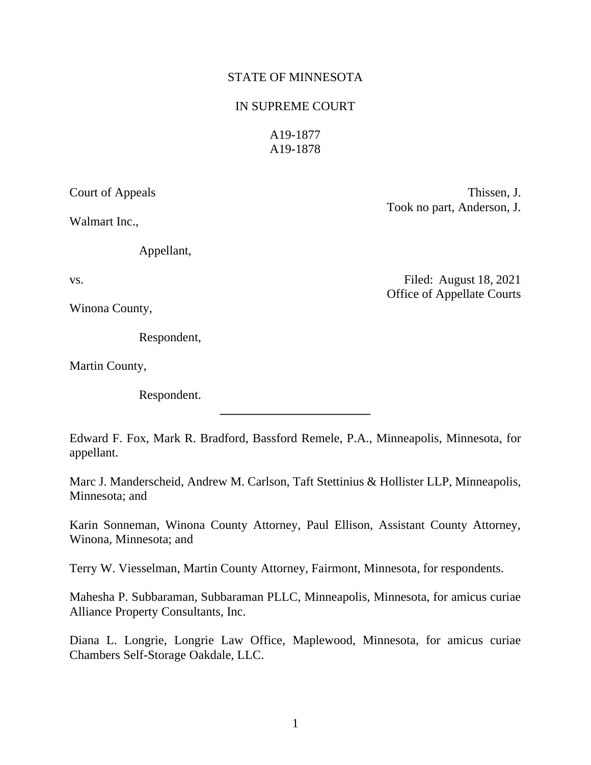STATE OF MINNESOTA

IN SUPREME COURT

A19-1877
A19-1878

Court of Appeals

Thissen, J.
Took no part, Anderson, J.

Walmart Inc.,

Appellant,

vs.

Filed: August 18, 2021
Office of Appellate Courts

Winona County,

Respondent,

Martin County,

Respondent.

---

Edward F. Fox, Mark R. Bradford, Bassford Remele, P.A., Minneapolis, Minnesota, for appellant.

Marc J. Manderscheid, Andrew M. Carlson, Taft Stettinius & Hollister LLP, Minneapolis, Minnesota; and

Karin Sonneman, Winona County Attorney, Paul Ellison, Assistant County Attorney, Winona, Minnesota; and

Terry W. Viesselman, Martin County Attorney, Fairmont, Minnesota, for respondents.

Mahesha P. Subbaraman, Subbaraman PLLC, Minneapolis, Minnesota, for amicus curiae Alliance Property Consultants, Inc.

Diana L. Longrie, Longrie Law Office, Maplewood, Minnesota, for amicus curiae Chambers Self-Storage Oakdale, LLC.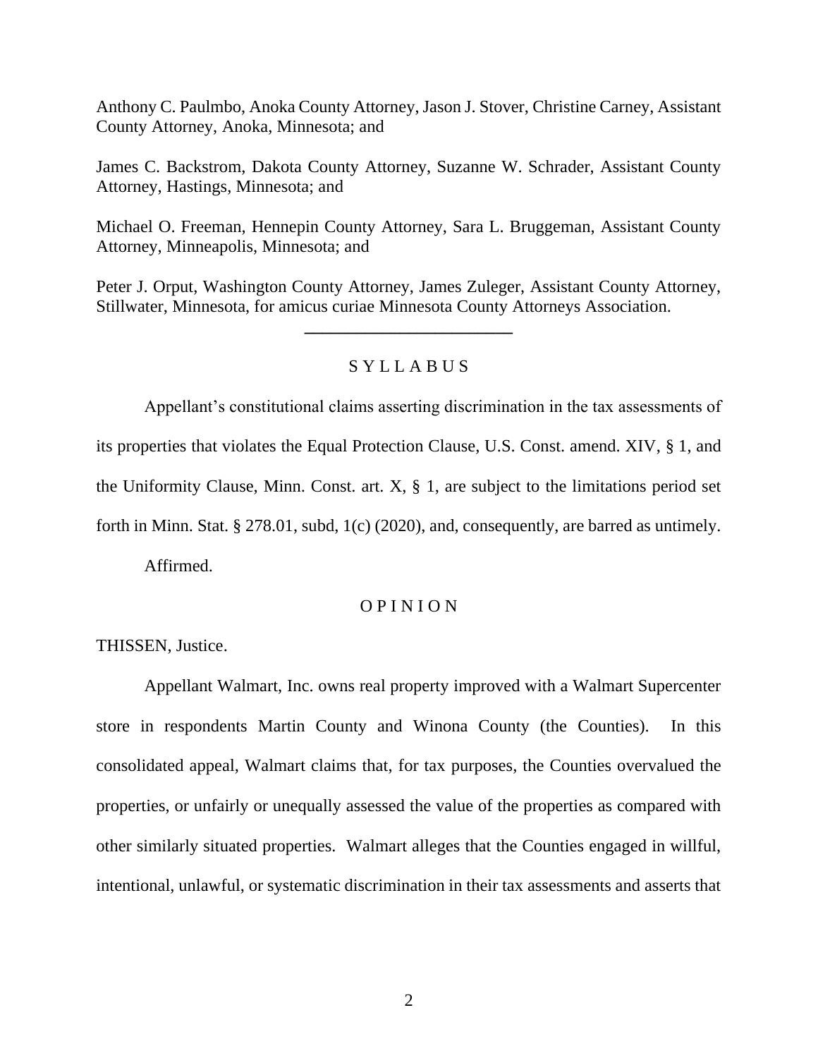Anthony C. Paulmbo, Anoka County Attorney, Jason J. Stover, Christine Carney, Assistant County Attorney, Anoka, Minnesota; and

James C. Backstrom, Dakota County Attorney, Suzanne W. Schrader, Assistant County Attorney, Hastings, Minnesota; and

Michael O. Freeman, Hennepin County Attorney, Sara L. Bruggeman, Assistant County Attorney, Minneapolis, Minnesota; and

Peter J. Orput, Washington County Attorney, James Zuleger, Assistant County Attorney, Stillwater, Minnesota, for amicus curiae Minnesota County Attorneys Association.

---

## S Y L L A B U S

Appellant's constitutional claims asserting discrimination in the tax assessments of its properties that violates the Equal Protection Clause, U.S. Const. amend. XIV, § 1, and the Uniformity Clause, Minn. Const. art. X, § 1, are subject to the limitations period set forth in Minn. Stat. § 278.01, subd, 1(c) (2020), and, consequently, are barred as untimely.

Affirmed.

## O P I N I O N

THISSEN, Justice.

Appellant Walmart, Inc. owns real property improved with a Walmart Supercenter store in respondents Martin County and Winona County (the Counties). In this consolidated appeal, Walmart claims that, for tax purposes, the Counties overvalued the properties, or unfairly or unequally assessed the value of the properties as compared with other similarly situated properties. Walmart alleges that the Counties engaged in willful, intentional, unlawful, or systematic discrimination in their tax assessments and asserts that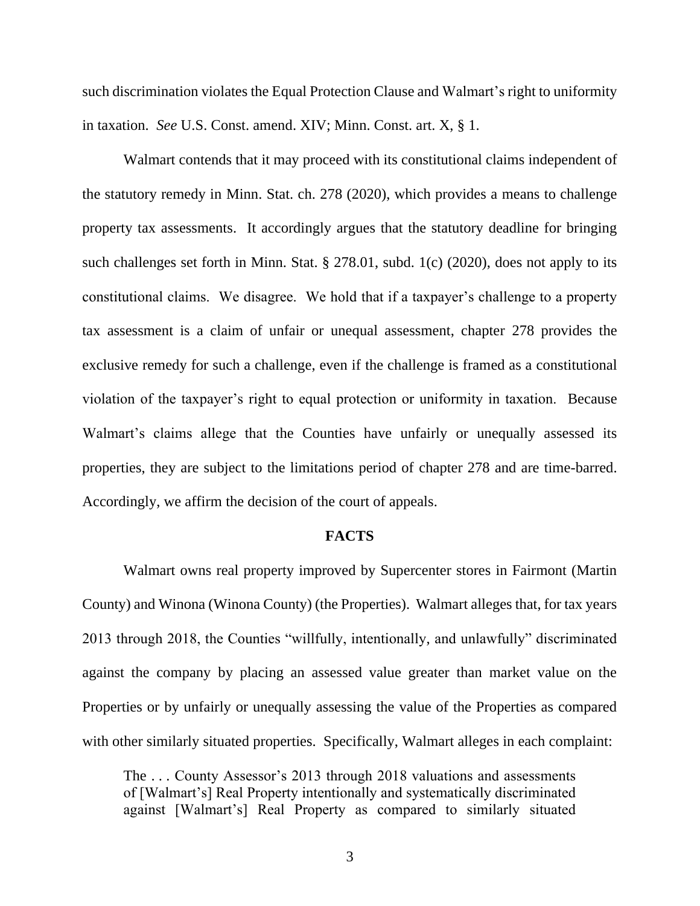such discrimination violates the Equal Protection Clause and Walmart's right to uniformity in taxation. *See* U.S. Const. amend. XIV; Minn. Const. art. X, § 1.

Walmart contends that it may proceed with its constitutional claims independent of the statutory remedy in Minn. Stat. ch. 278 (2020), which provides a means to challenge property tax assessments. It accordingly argues that the statutory deadline for bringing such challenges set forth in Minn. Stat. § 278.01, subd. 1(c) (2020), does not apply to its constitutional claims. We disagree. We hold that if a taxpayer's challenge to a property tax assessment is a claim of unfair or unequal assessment, chapter 278 provides the exclusive remedy for such a challenge, even if the challenge is framed as a constitutional violation of the taxpayer's right to equal protection or uniformity in taxation. Because Walmart's claims allege that the Counties have unfairly or unequally assessed its properties, they are subject to the limitations period of chapter 278 and are time-barred. Accordingly, we affirm the decision of the court of appeals.

## FACTS

Walmart owns real property improved by Supercenter stores in Fairmont (Martin County) and Winona (Winona County) (the Properties). Walmart alleges that, for tax years 2013 through 2018, the Counties "willfully, intentionally, and unlawfully" discriminated against the company by placing an assessed value greater than market value on the Properties or by unfairly or unequally assessing the value of the Properties as compared with other similarly situated properties. Specifically, Walmart alleges in each complaint:

> The . . . County Assessor's 2013 through 2018 valuations and assessments of [Walmart's] Real Property intentionally and systematically discriminated against [Walmart's] Real Property as compared to similarly situated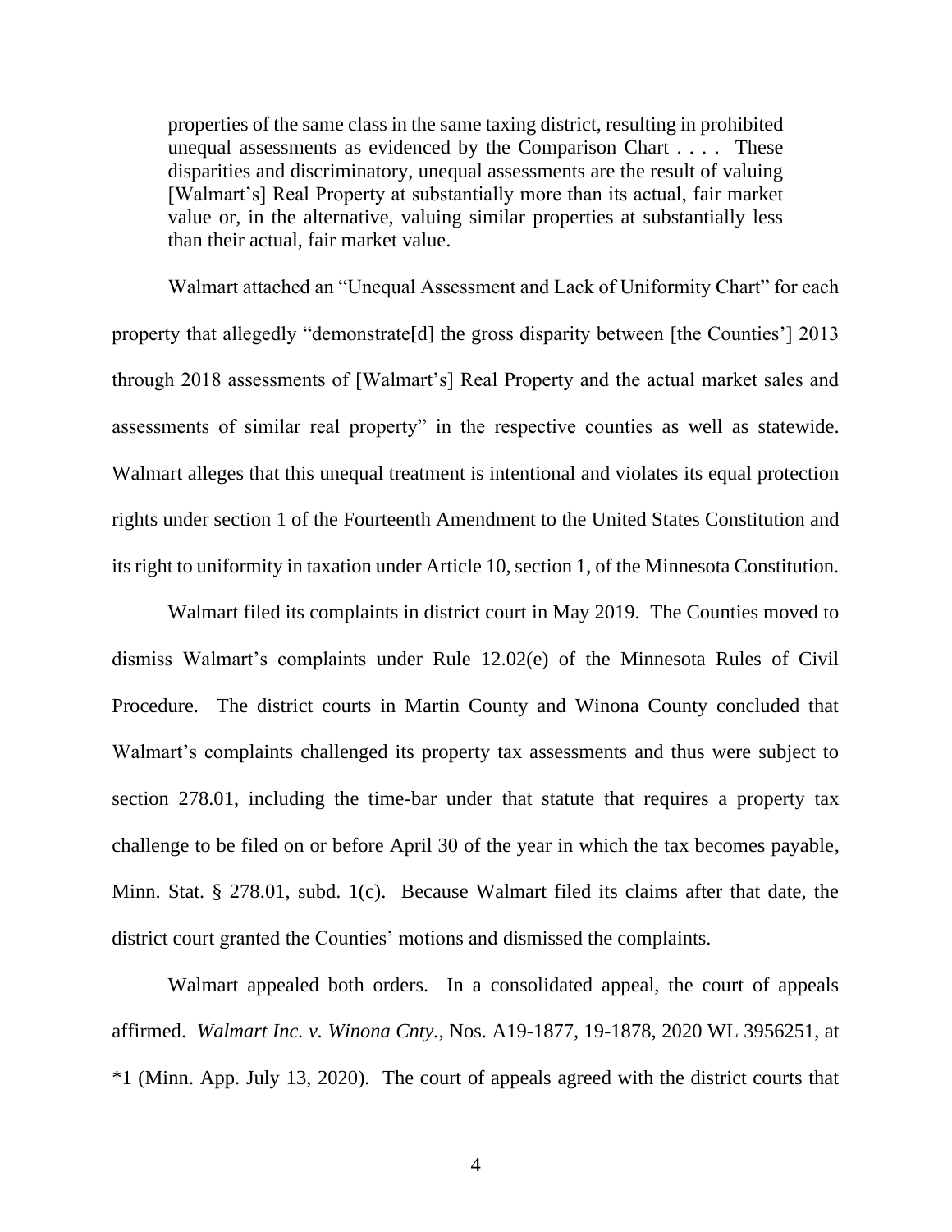> properties of the same class in the same taxing district, resulting in prohibited unequal assessments as evidenced by the Comparison Chart . . . . These disparities and discriminatory, unequal assessments are the result of valuing [Walmart's] Real Property at substantially more than its actual, fair market value or, in the alternative, valuing similar properties at substantially less than their actual, fair market value.

Walmart attached an "Unequal Assessment and Lack of Uniformity Chart" for each property that allegedly "demonstrate[d] the gross disparity between [the Counties'] 2013 through 2018 assessments of [Walmart's] Real Property and the actual market sales and assessments of similar real property" in the respective counties as well as statewide. Walmart alleges that this unequal treatment is intentional and violates its equal protection rights under section 1 of the Fourteenth Amendment to the United States Constitution and its right to uniformity in taxation under Article 10, section 1, of the Minnesota Constitution.

Walmart filed its complaints in district court in May 2019. The Counties moved to dismiss Walmart's complaints under Rule 12.02(e) of the Minnesota Rules of Civil Procedure. The district courts in Martin County and Winona County concluded that Walmart's complaints challenged its property tax assessments and thus were subject to section 278.01, including the time-bar under that statute that requires a property tax challenge to be filed on or before April 30 of the year in which the tax becomes payable, Minn. Stat. § 278.01, subd. 1(c). Because Walmart filed its claims after that date, the district court granted the Counties' motions and dismissed the complaints.

Walmart appealed both orders. In a consolidated appeal, the court of appeals affirmed. *Walmart Inc. v. Winona Cnty.*, Nos. A19-1877, 19-1878, 2020 WL 3956251, at *1 (Minn. App. July 13, 2020). The court of appeals agreed with the district courts that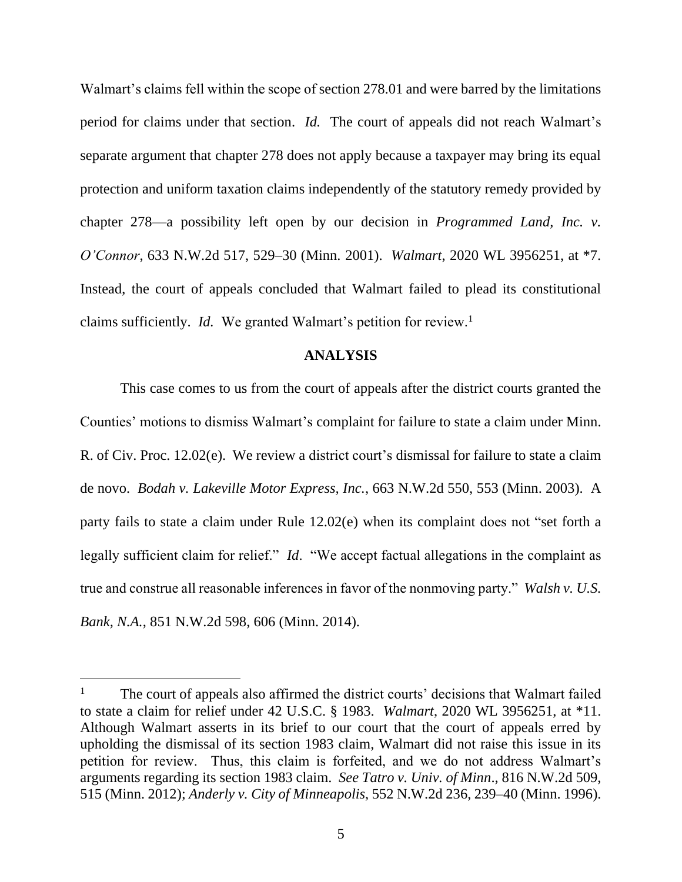Walmart's claims fell within the scope of section 278.01 and were barred by the limitations period for claims under that section. *Id.* The court of appeals did not reach Walmart's separate argument that chapter 278 does not apply because a taxpayer may bring its equal protection and uniform taxation claims independently of the statutory remedy provided by chapter 278—a possibility left open by our decision in *Programmed Land, Inc. v. O'Connor*, 633 N.W.2d 517, 529–30 (Minn. 2001). *Walmart*, 2020 WL 3956251, at *7. Instead, the court of appeals concluded that Walmart failed to plead its constitutional claims sufficiently. *Id.* We granted Walmart's petition for review.[1]

## ANALYSIS

This case comes to us from the court of appeals after the district courts granted the Counties' motions to dismiss Walmart's complaint for failure to state a claim under Minn. R. of Civ. Proc. 12.02(e). We review a district court's dismissal for failure to state a claim de novo. *Bodah v. Lakeville Motor Express, Inc.*, 663 N.W.2d 550, 553 (Minn. 2003). A party fails to state a claim under Rule 12.02(e) when its complaint does not "set forth a legally sufficient claim for relief." *Id*. "We accept factual allegations in the complaint as true and construe all reasonable inferences in favor of the nonmoving party." *Walsh v. U.S. Bank, N.A.*, 851 N.W.2d 598, 606 (Minn. 2014).

---

[1] The court of appeals also affirmed the district courts' decisions that Walmart failed to state a claim for relief under 42 U.S.C. § 1983. *Walmart*, 2020 WL 3956251, at *11. Although Walmart asserts in its brief to our court that the court of appeals erred by upholding the dismissal of its section 1983 claim, Walmart did not raise this issue in its petition for review. Thus, this claim is forfeited, and we do not address Walmart's arguments regarding its section 1983 claim. *See Tatro v. Univ. of Minn*., 816 N.W.2d 509, 515 (Minn. 2012); *Anderly v. City of Minneapolis*, 552 N.W.2d 236, 239–40 (Minn. 1996).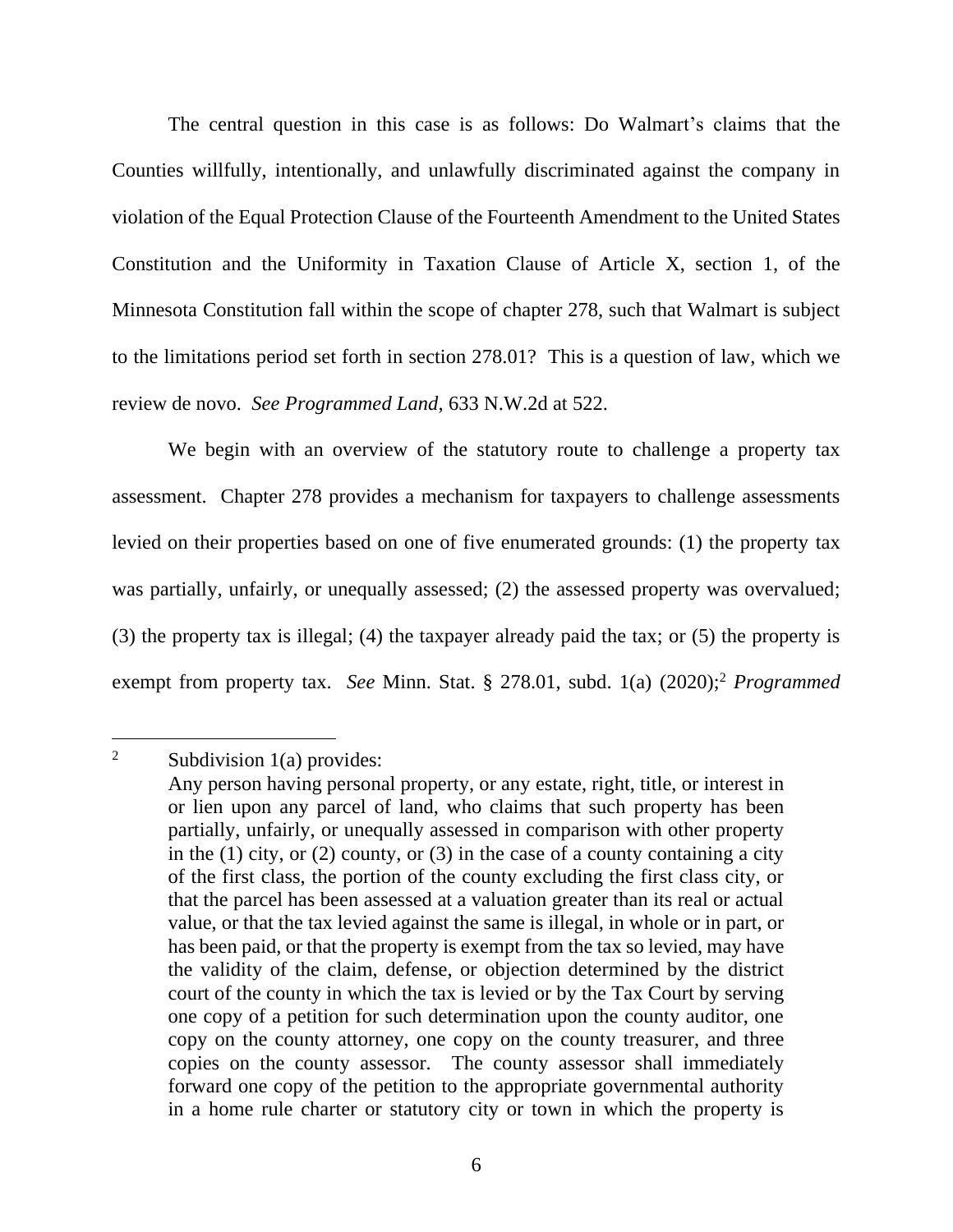The central question in this case is as follows: Do Walmart's claims that the Counties willfully, intentionally, and unlawfully discriminated against the company in violation of the Equal Protection Clause of the Fourteenth Amendment to the United States Constitution and the Uniformity in Taxation Clause of Article X, section 1, of the Minnesota Constitution fall within the scope of chapter 278, such that Walmart is subject to the limitations period set forth in section 278.01? This is a question of law, which we review de novo. *See Programmed Land*, 633 N.W.2d at 522.

We begin with an overview of the statutory route to challenge a property tax assessment. Chapter 278 provides a mechanism for taxpayers to challenge assessments levied on their properties based on one of five enumerated grounds: (1) the property tax was partially, unfairly, or unequally assessed; (2) the assessed property was overvalued; (3) the property tax is illegal; (4) the taxpayer already paid the tax; or (5) the property is exempt from property tax. *See* Minn. Stat. § 278.01, subd. 1(a) (2020);[2] *Programmed*

---

[2] Subdivision 1(a) provides:

> Any person having personal property, or any estate, right, title, or interest in or lien upon any parcel of land, who claims that such property has been partially, unfairly, or unequally assessed in comparison with other property in the (1) city, or (2) county, or (3) in the case of a county containing a city of the first class, the portion of the county excluding the first class city, or that the parcel has been assessed at a valuation greater than its real or actual value, or that the tax levied against the same is illegal, in whole or in part, or has been paid, or that the property is exempt from the tax so levied, may have the validity of the claim, defense, or objection determined by the district court of the county in which the tax is levied or by the Tax Court by serving one copy of a petition for such determination upon the county auditor, one copy on the county attorney, one copy on the county treasurer, and three copies on the county assessor. The county assessor shall immediately forward one copy of the petition to the appropriate governmental authority in a home rule charter or statutory city or town in which the property is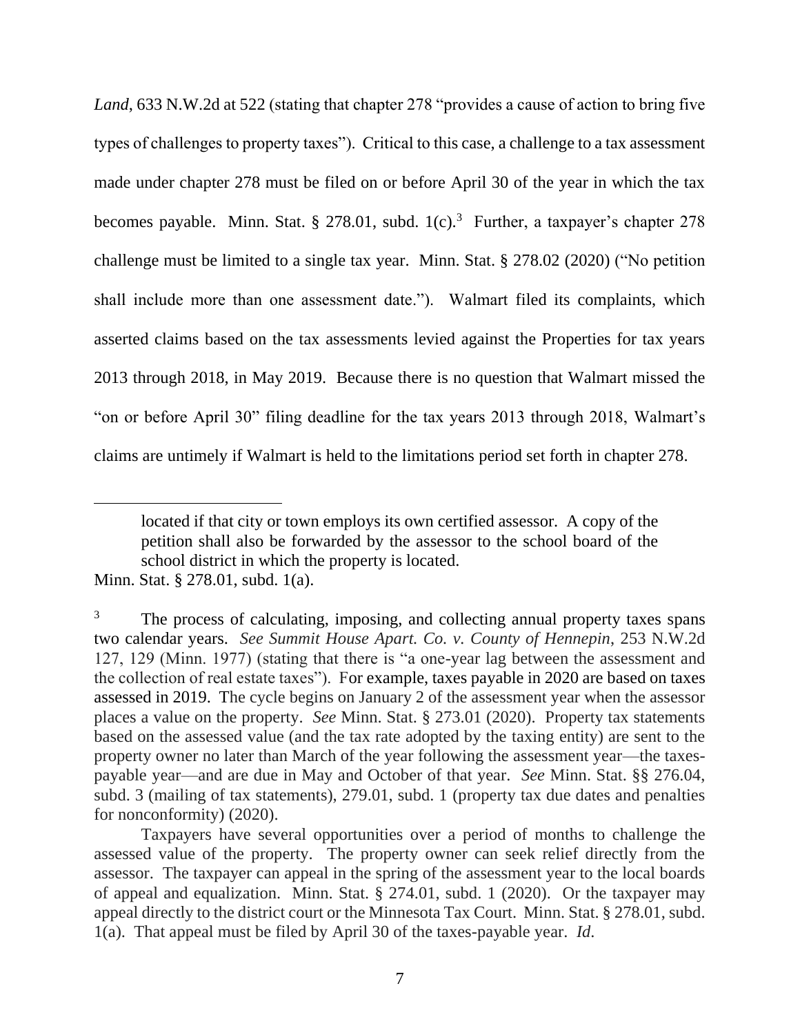*Land*, 633 N.W.2d at 522 (stating that chapter 278 "provides a cause of action to bring five types of challenges to property taxes"). Critical to this case, a challenge to a tax assessment made under chapter 278 must be filed on or before April 30 of the year in which the tax becomes payable. Minn. Stat. § 278.01, subd. 1(c).[3] Further, a taxpayer's chapter 278 challenge must be limited to a single tax year. Minn. Stat. § 278.02 (2020) ("No petition shall include more than one assessment date."). Walmart filed its complaints, which asserted claims based on the tax assessments levied against the Properties for tax years 2013 through 2018, in May 2019. Because there is no question that Walmart missed the "on or before April 30" filing deadline for the tax years 2013 through 2018, Walmart's claims are untimely if Walmart is held to the limitations period set forth in chapter 278.

---

> located if that city or town employs its own certified assessor. A copy of the petition shall also be forwarded by the assessor to the school board of the school district in which the property is located.

Minn. Stat. § 278.01, subd. 1(a).

[3] The process of calculating, imposing, and collecting annual property taxes spans two calendar years. *See Summit House Apart. Co. v. County of Hennepin*, 253 N.W.2d 127, 129 (Minn. 1977) (stating that there is "a one-year lag between the assessment and the collection of real estate taxes"). For example, taxes payable in 2020 are based on taxes assessed in 2019. The cycle begins on January 2 of the assessment year when the assessor places a value on the property. *See* Minn. Stat. § 273.01 (2020). Property tax statements based on the assessed value (and the tax rate adopted by the taxing entity) are sent to the property owner no later than March of the year following the assessment year—the taxes-payable year—and are due in May and October of that year. *See* Minn. Stat. §§ 276.04, subd. 3 (mailing of tax statements), 279.01, subd. 1 (property tax due dates and penalties for nonconformity) (2020).

Taxpayers have several opportunities over a period of months to challenge the assessed value of the property. The property owner can seek relief directly from the assessor. The taxpayer can appeal in the spring of the assessment year to the local boards of appeal and equalization. Minn. Stat. § 274.01, subd. 1 (2020). Or the taxpayer may appeal directly to the district court or the Minnesota Tax Court. Minn. Stat. § 278.01, subd. 1(a). That appeal must be filed by April 30 of the taxes-payable year. *Id.*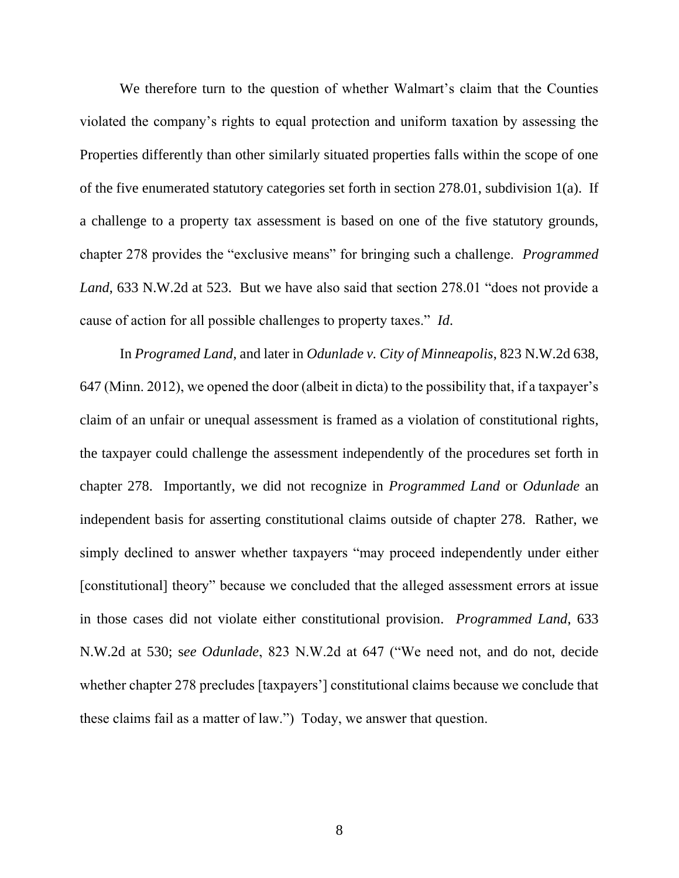We therefore turn to the question of whether Walmart's claim that the Counties violated the company's rights to equal protection and uniform taxation by assessing the Properties differently than other similarly situated properties falls within the scope of one of the five enumerated statutory categories set forth in section 278.01, subdivision 1(a). If a challenge to a property tax assessment is based on one of the five statutory grounds, chapter 278 provides the "exclusive means" for bringing such a challenge. *Programmed Land*, 633 N.W.2d at 523. But we have also said that section 278.01 "does not provide a cause of action for all possible challenges to property taxes." *Id*.

In *Programed Land*, and later in *Odunlade v. City of Minneapolis*, 823 N.W.2d 638, 647 (Minn. 2012), we opened the door (albeit in dicta) to the possibility that, if a taxpayer's claim of an unfair or unequal assessment is framed as a violation of constitutional rights, the taxpayer could challenge the assessment independently of the procedures set forth in chapter 278. Importantly, we did not recognize in *Programmed Land* or *Odunlade* an independent basis for asserting constitutional claims outside of chapter 278. Rather, we simply declined to answer whether taxpayers "may proceed independently under either [constitutional] theory" because we concluded that the alleged assessment errors at issue in those cases did not violate either constitutional provision. *Programmed Land*, 633 N.W.2d at 530; s*ee Odunlade*, 823 N.W.2d at 647 ("We need not, and do not, decide whether chapter 278 precludes [taxpayers'] constitutional claims because we conclude that these claims fail as a matter of law.") Today, we answer that question.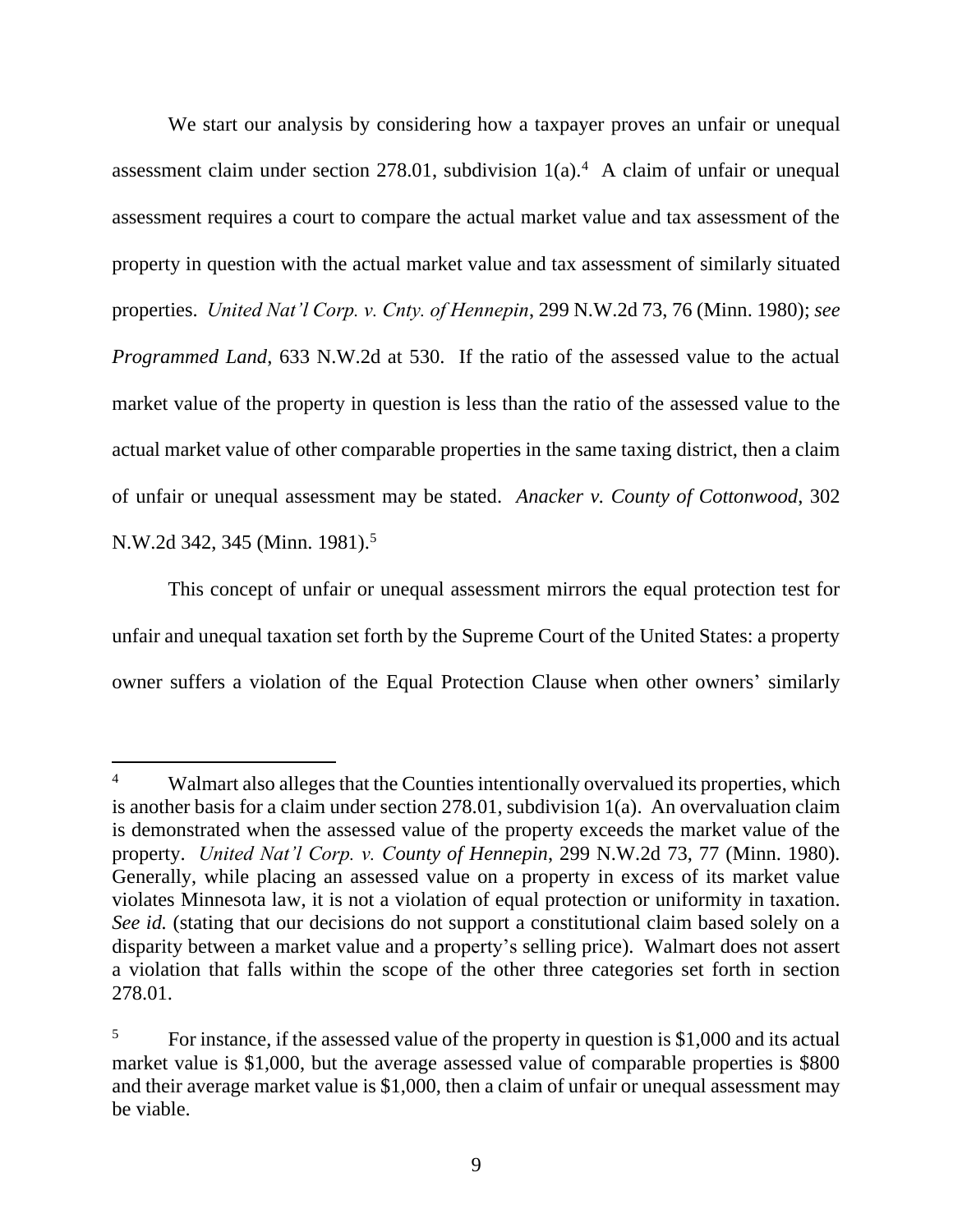We start our analysis by considering how a taxpayer proves an unfair or unequal assessment claim under section 278.01, subdivision 1(a).[4] A claim of unfair or unequal assessment requires a court to compare the actual market value and tax assessment of the property in question with the actual market value and tax assessment of similarly situated properties. *United Nat'l Corp. v. Cnty. of Hennepin*, 299 N.W.2d 73, 76 (Minn. 1980); *see Programmed Land*, 633 N.W.2d at 530. If the ratio of the assessed value to the actual market value of the property in question is less than the ratio of the assessed value to the actual market value of other comparable properties in the same taxing district, then a claim of unfair or unequal assessment may be stated. *Anacker v. County of Cottonwood*, 302 N.W.2d 342, 345 (Minn. 1981).[5]

This concept of unfair or unequal assessment mirrors the equal protection test for unfair and unequal taxation set forth by the Supreme Court of the United States: a property owner suffers a violation of the Equal Protection Clause when other owners' similarly

---

[4] Walmart also alleges that the Counties intentionally overvalued its properties, which is another basis for a claim under section 278.01, subdivision 1(a). An overvaluation claim is demonstrated when the assessed value of the property exceeds the market value of the property. *United Nat'l Corp. v. County of Hennepin*, 299 N.W.2d 73, 77 (Minn. 1980). Generally, while placing an assessed value on a property in excess of its market value violates Minnesota law, it is not a violation of equal protection or uniformity in taxation. *See id.* (stating that our decisions do not support a constitutional claim based solely on a disparity between a market value and a property's selling price). Walmart does not assert a violation that falls within the scope of the other three categories set forth in section 278.01.

[5] For instance, if the assessed value of the property in question is $1,000 and its actual market value is $1,000, but the average assessed value of comparable properties is $800 and their average market value is $1,000, then a claim of unfair or unequal assessment may be viable.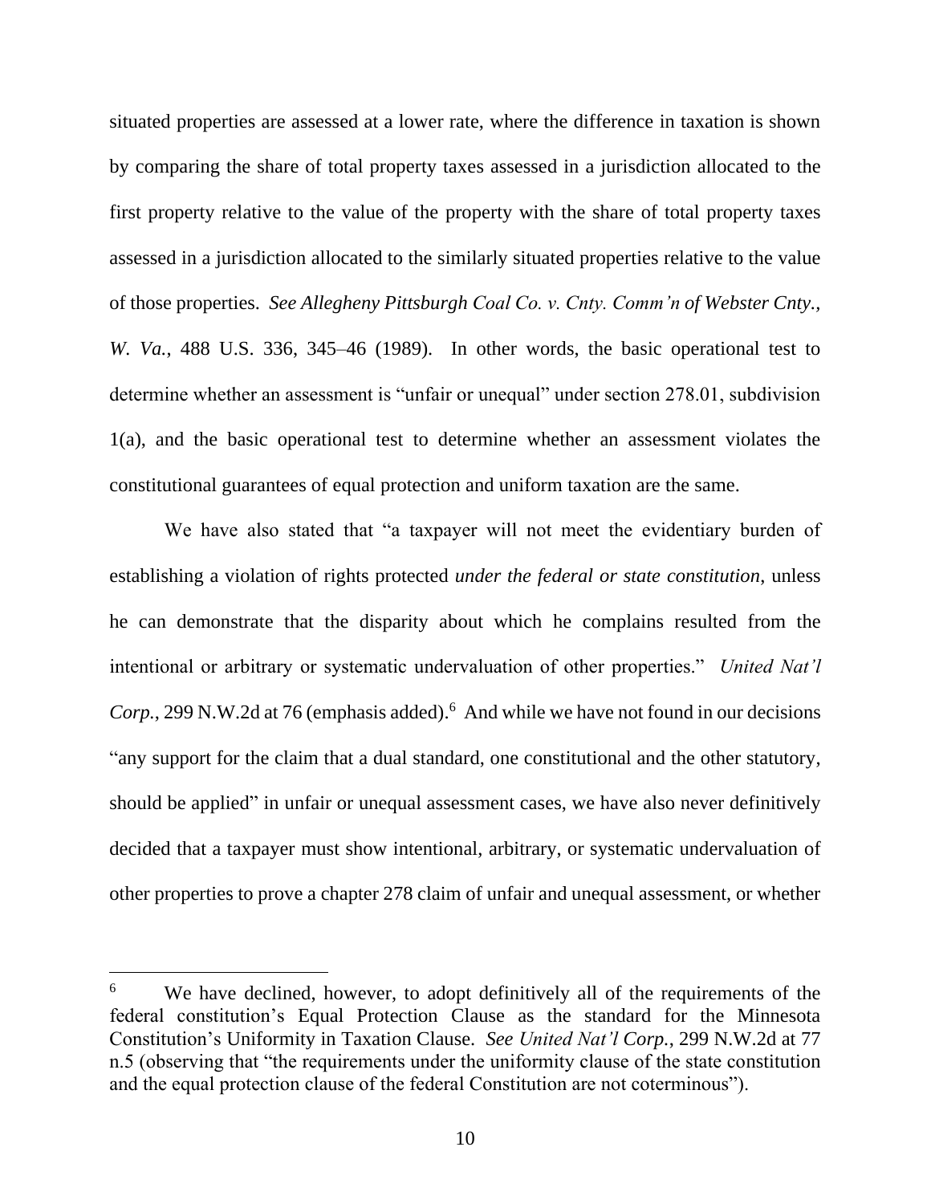situated properties are assessed at a lower rate, where the difference in taxation is shown by comparing the share of total property taxes assessed in a jurisdiction allocated to the first property relative to the value of the property with the share of total property taxes assessed in a jurisdiction allocated to the similarly situated properties relative to the value of those properties. *See Allegheny Pittsburgh Coal Co. v. Cnty. Comm'n of Webster Cnty., W. Va.*, 488 U.S. 336, 345–46 (1989). In other words, the basic operational test to determine whether an assessment is "unfair or unequal" under section 278.01, subdivision 1(a), and the basic operational test to determine whether an assessment violates the constitutional guarantees of equal protection and uniform taxation are the same.

We have also stated that "a taxpayer will not meet the evidentiary burden of establishing a violation of rights protected *under the federal or state constitution*, unless he can demonstrate that the disparity about which he complains resulted from the intentional or arbitrary or systematic undervaluation of other properties." *United Nat'l Corp.*, 299 N.W.2d at 76 (emphasis added).[6] And while we have not found in our decisions "any support for the claim that a dual standard, one constitutional and the other statutory, should be applied" in unfair or unequal assessment cases, we have also never definitively decided that a taxpayer must show intentional, arbitrary, or systematic undervaluation of other properties to prove a chapter 278 claim of unfair and unequal assessment, or whether

---

[6] We have declined, however, to adopt definitively all of the requirements of the federal constitution's Equal Protection Clause as the standard for the Minnesota Constitution's Uniformity in Taxation Clause. *See United Nat'l Corp.*, 299 N.W.2d at 77 n.5 (observing that "the requirements under the uniformity clause of the state constitution and the equal protection clause of the federal Constitution are not coterminous").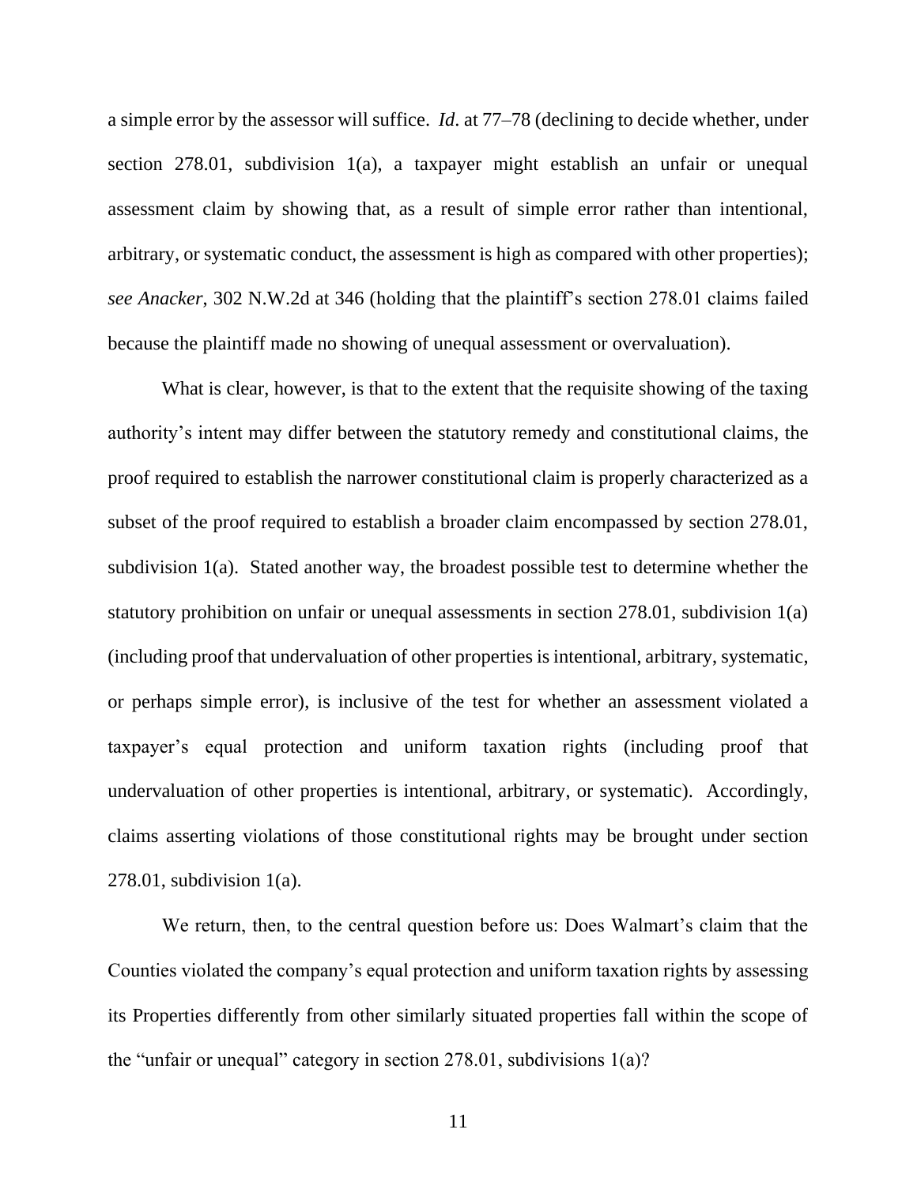a simple error by the assessor will suffice. *Id*. at 77–78 (declining to decide whether, under section 278.01, subdivision 1(a), a taxpayer might establish an unfair or unequal assessment claim by showing that, as a result of simple error rather than intentional, arbitrary, or systematic conduct, the assessment is high as compared with other properties); *see Anacker*, 302 N.W.2d at 346 (holding that the plaintiff's section 278.01 claims failed because the plaintiff made no showing of unequal assessment or overvaluation).

What is clear, however, is that to the extent that the requisite showing of the taxing authority's intent may differ between the statutory remedy and constitutional claims, the proof required to establish the narrower constitutional claim is properly characterized as a subset of the proof required to establish a broader claim encompassed by section 278.01, subdivision 1(a). Stated another way, the broadest possible test to determine whether the statutory prohibition on unfair or unequal assessments in section 278.01, subdivision 1(a) (including proof that undervaluation of other properties is intentional, arbitrary, systematic, or perhaps simple error), is inclusive of the test for whether an assessment violated a taxpayer's equal protection and uniform taxation rights (including proof that undervaluation of other properties is intentional, arbitrary, or systematic). Accordingly, claims asserting violations of those constitutional rights may be brought under section 278.01, subdivision 1(a).

We return, then, to the central question before us: Does Walmart's claim that the Counties violated the company's equal protection and uniform taxation rights by assessing its Properties differently from other similarly situated properties fall within the scope of the "unfair or unequal" category in section 278.01, subdivisions 1(a)?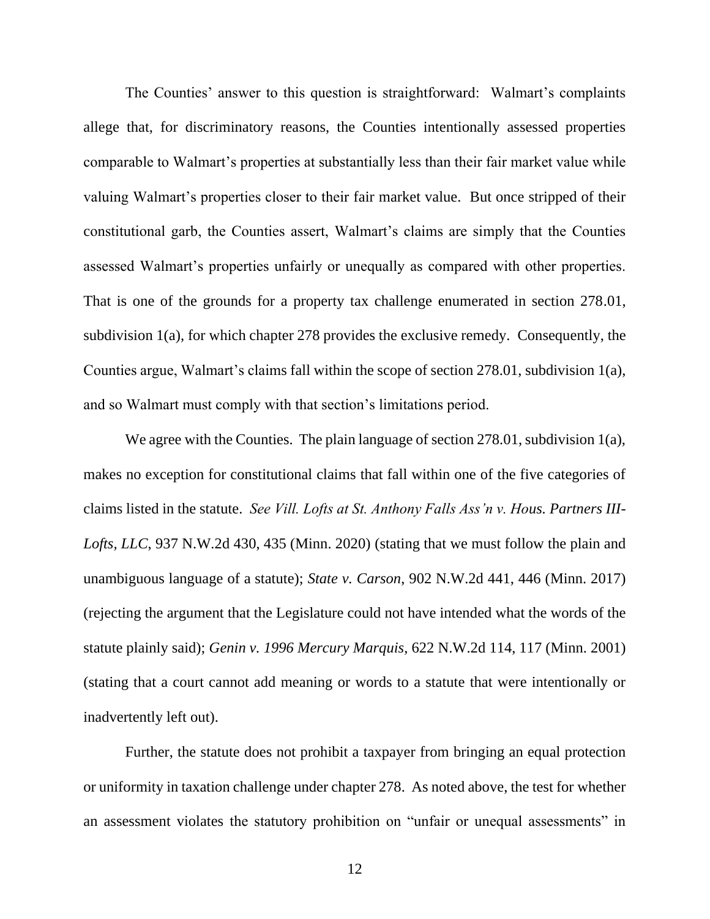The Counties' answer to this question is straightforward: Walmart's complaints allege that, for discriminatory reasons, the Counties intentionally assessed properties comparable to Walmart's properties at substantially less than their fair market value while valuing Walmart's properties closer to their fair market value. But once stripped of their constitutional garb, the Counties assert, Walmart's claims are simply that the Counties assessed Walmart's properties unfairly or unequally as compared with other properties. That is one of the grounds for a property tax challenge enumerated in section 278.01, subdivision 1(a), for which chapter 278 provides the exclusive remedy. Consequently, the Counties argue, Walmart's claims fall within the scope of section 278.01, subdivision 1(a), and so Walmart must comply with that section's limitations period.

We agree with the Counties. The plain language of section 278.01, subdivision 1(a), makes no exception for constitutional claims that fall within one of the five categories of claims listed in the statute. *See Vill. Lofts at St. Anthony Falls Ass'n v. Hous. Partners III-Lofts, LLC*, 937 N.W.2d 430, 435 (Minn. 2020) (stating that we must follow the plain and unambiguous language of a statute); *State v. Carson*, 902 N.W.2d 441, 446 (Minn. 2017) (rejecting the argument that the Legislature could not have intended what the words of the statute plainly said); *Genin v. 1996 Mercury Marquis*, 622 N.W.2d 114, 117 (Minn. 2001) (stating that a court cannot add meaning or words to a statute that were intentionally or inadvertently left out).

Further, the statute does not prohibit a taxpayer from bringing an equal protection or uniformity in taxation challenge under chapter 278. As noted above, the test for whether an assessment violates the statutory prohibition on "unfair or unequal assessments" in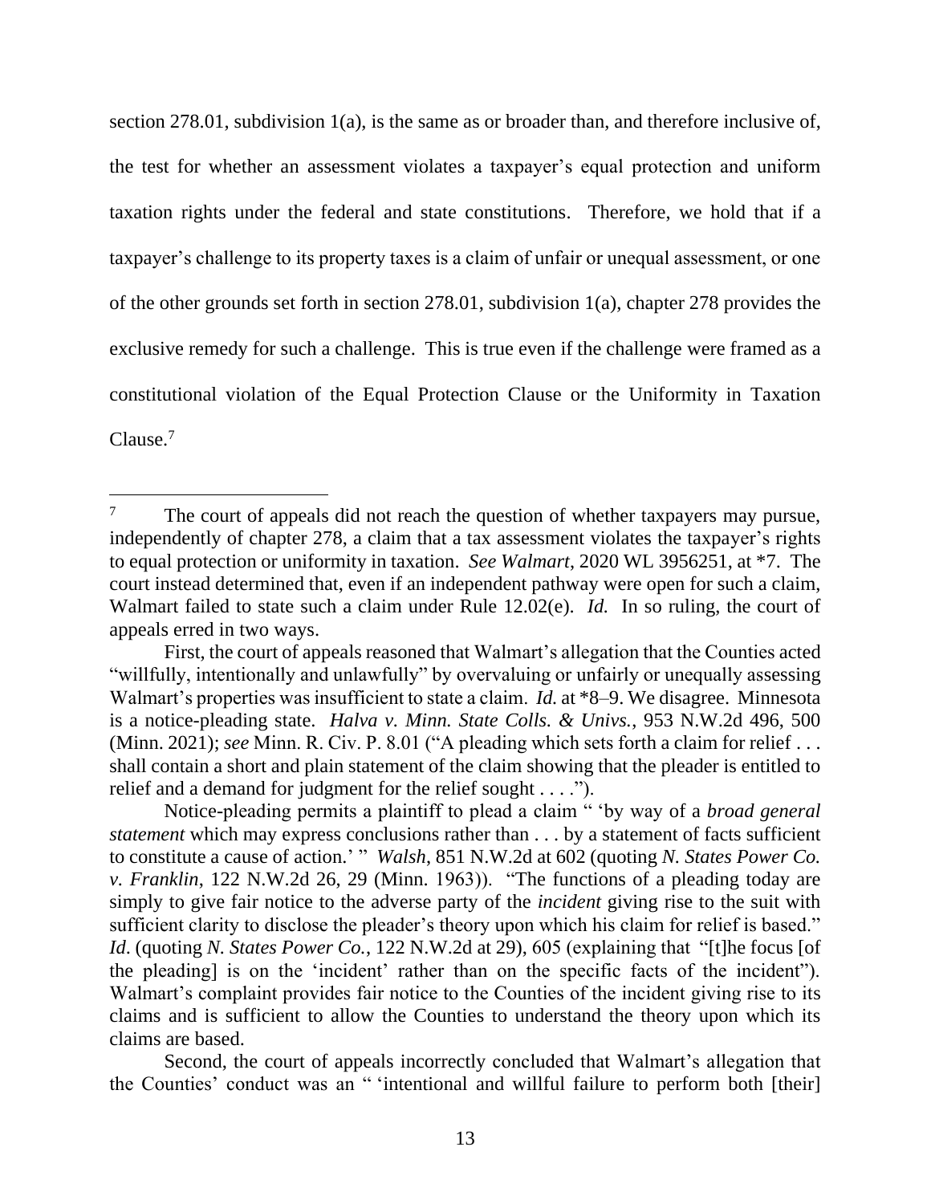section 278.01, subdivision 1(a), is the same as or broader than, and therefore inclusive of, the test for whether an assessment violates a taxpayer's equal protection and uniform taxation rights under the federal and state constitutions. Therefore, we hold that if a taxpayer's challenge to its property taxes is a claim of unfair or unequal assessment, or one of the other grounds set forth in section 278.01, subdivision 1(a), chapter 278 provides the exclusive remedy for such a challenge. This is true even if the challenge were framed as a constitutional violation of the Equal Protection Clause or the Uniformity in Taxation Clause.[7]

---

[7] The court of appeals did not reach the question of whether taxpayers may pursue, independently of chapter 278, a claim that a tax assessment violates the taxpayer's rights to equal protection or uniformity in taxation. *See Walmart*, 2020 WL 3956251, at *7. The court instead determined that, even if an independent pathway were open for such a claim, Walmart failed to state such a claim under Rule 12.02(e). *Id.* In so ruling, the court of appeals erred in two ways.

First, the court of appeals reasoned that Walmart's allegation that the Counties acted "willfully, intentionally and unlawfully" by overvaluing or unfairly or unequally assessing Walmart's properties was insufficient to state a claim. *Id.* at *8–9. We disagree. Minnesota is a notice-pleading state. *Halva v. Minn. State Colls. & Univs.*, 953 N.W.2d 496, 500 (Minn. 2021); *see* Minn. R. Civ. P. 8.01 ("A pleading which sets forth a claim for relief . . . shall contain a short and plain statement of the claim showing that the pleader is entitled to relief and a demand for judgment for the relief sought . . . .").

Notice-pleading permits a plaintiff to plead a claim " 'by way of a *broad general statement* which may express conclusions rather than . . . by a statement of facts sufficient to constitute a cause of action.' " *Walsh*, 851 N.W.2d at 602 (quoting *N. States Power Co. v. Franklin*, 122 N.W.2d 26, 29 (Minn. 1963)). "The functions of a pleading today are simply to give fair notice to the adverse party of the *incident* giving rise to the suit with sufficient clarity to disclose the pleader's theory upon which his claim for relief is based." *Id*. (quoting *N. States Power Co.*, 122 N.W.2d at 29), 605 (explaining that "[t]he focus [of the pleading] is on the 'incident' rather than on the specific facts of the incident"). Walmart's complaint provides fair notice to the Counties of the incident giving rise to its claims and is sufficient to allow the Counties to understand the theory upon which its claims are based.

Second, the court of appeals incorrectly concluded that Walmart's allegation that the Counties' conduct was an " 'intentional and willful failure to perform both [their]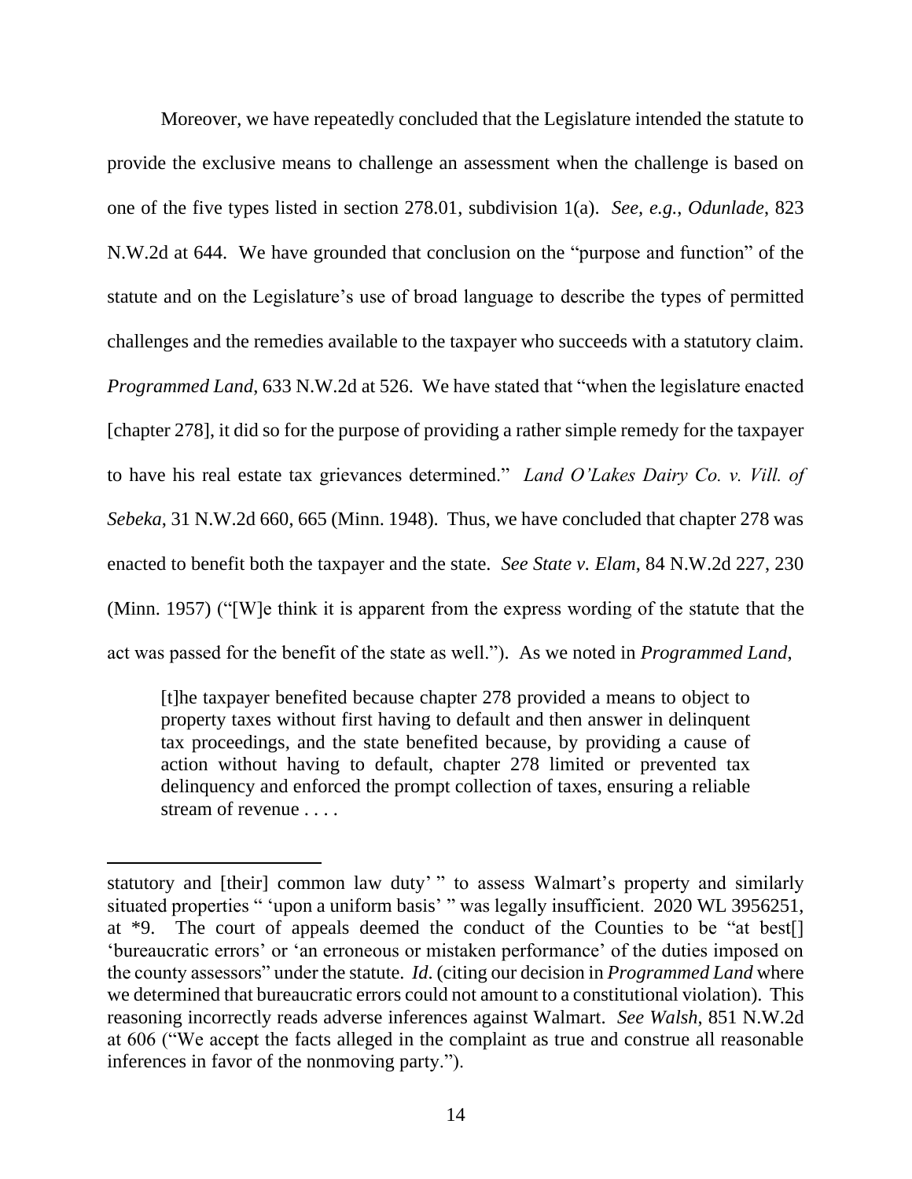Moreover, we have repeatedly concluded that the Legislature intended the statute to provide the exclusive means to challenge an assessment when the challenge is based on one of the five types listed in section 278.01, subdivision 1(a). *See, e.g.*, *Odunlade*, 823 N.W.2d at 644. We have grounded that conclusion on the "purpose and function" of the statute and on the Legislature's use of broad language to describe the types of permitted challenges and the remedies available to the taxpayer who succeeds with a statutory claim. *Programmed Land*, 633 N.W.2d at 526. We have stated that "when the legislature enacted [chapter 278], it did so for the purpose of providing a rather simple remedy for the taxpayer to have his real estate tax grievances determined." *Land O'Lakes Dairy Co. v. Vill. of Sebeka*, 31 N.W.2d 660, 665 (Minn. 1948). Thus, we have concluded that chapter 278 was enacted to benefit both the taxpayer and the state. *See State v. Elam*, 84 N.W.2d 227, 230 (Minn. 1957) ("[W]e think it is apparent from the express wording of the statute that the act was passed for the benefit of the state as well."). As we noted in *Programmed Land*,

> [t]he taxpayer benefited because chapter 278 provided a means to object to property taxes without first having to default and then answer in delinquent tax proceedings, and the state benefited because, by providing a cause of action without having to default, chapter 278 limited or prevented tax delinquency and enforced the prompt collection of taxes, ensuring a reliable stream of revenue . . . .

---

statutory and [their] common law duty' " to assess Walmart's property and similarly situated properties " 'upon a uniform basis' " was legally insufficient. 2020 WL 3956251, at *9. The court of appeals deemed the conduct of the Counties to be "at best[] 'bureaucratic errors' or 'an erroneous or mistaken performance' of the duties imposed on the county assessors" under the statute. *Id.* (citing our decision in *Programmed Land* where we determined that bureaucratic errors could not amount to a constitutional violation). This reasoning incorrectly reads adverse inferences against Walmart. *See Walsh*, 851 N.W.2d at 606 ("We accept the facts alleged in the complaint as true and construe all reasonable inferences in favor of the nonmoving party.").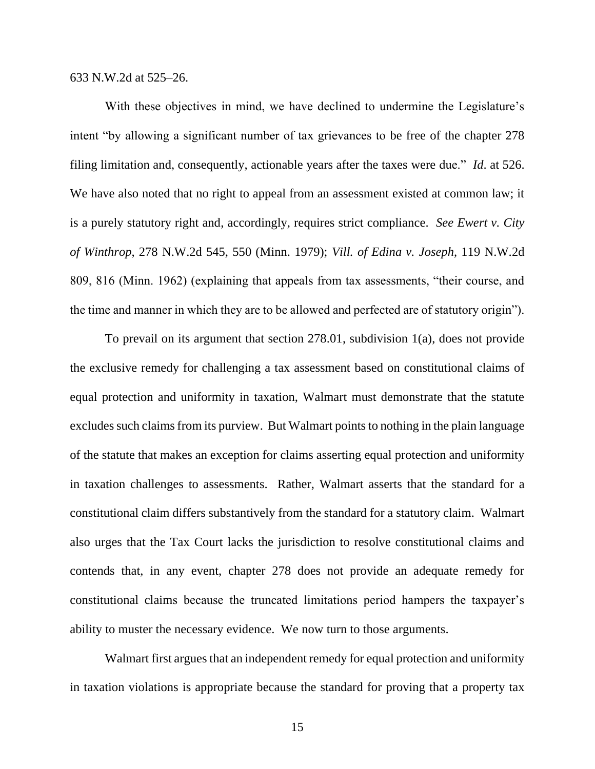633 N.W.2d at 525–26.

With these objectives in mind, we have declined to undermine the Legislature's intent "by allowing a significant number of tax grievances to be free of the chapter 278 filing limitation and, consequently, actionable years after the taxes were due." *Id*. at 526. We have also noted that no right to appeal from an assessment existed at common law; it is a purely statutory right and, accordingly, requires strict compliance. *See Ewert v. City of Winthrop*, 278 N.W.2d 545, 550 (Minn. 1979); *Vill. of Edina v. Joseph*, 119 N.W.2d 809, 816 (Minn. 1962) (explaining that appeals from tax assessments, "their course, and the time and manner in which they are to be allowed and perfected are of statutory origin").

To prevail on its argument that section 278.01, subdivision 1(a), does not provide the exclusive remedy for challenging a tax assessment based on constitutional claims of equal protection and uniformity in taxation, Walmart must demonstrate that the statute excludes such claims from its purview. But Walmart points to nothing in the plain language of the statute that makes an exception for claims asserting equal protection and uniformity in taxation challenges to assessments. Rather, Walmart asserts that the standard for a constitutional claim differs substantively from the standard for a statutory claim. Walmart also urges that the Tax Court lacks the jurisdiction to resolve constitutional claims and contends that, in any event, chapter 278 does not provide an adequate remedy for constitutional claims because the truncated limitations period hampers the taxpayer's ability to muster the necessary evidence. We now turn to those arguments.

Walmart first argues that an independent remedy for equal protection and uniformity in taxation violations is appropriate because the standard for proving that a property tax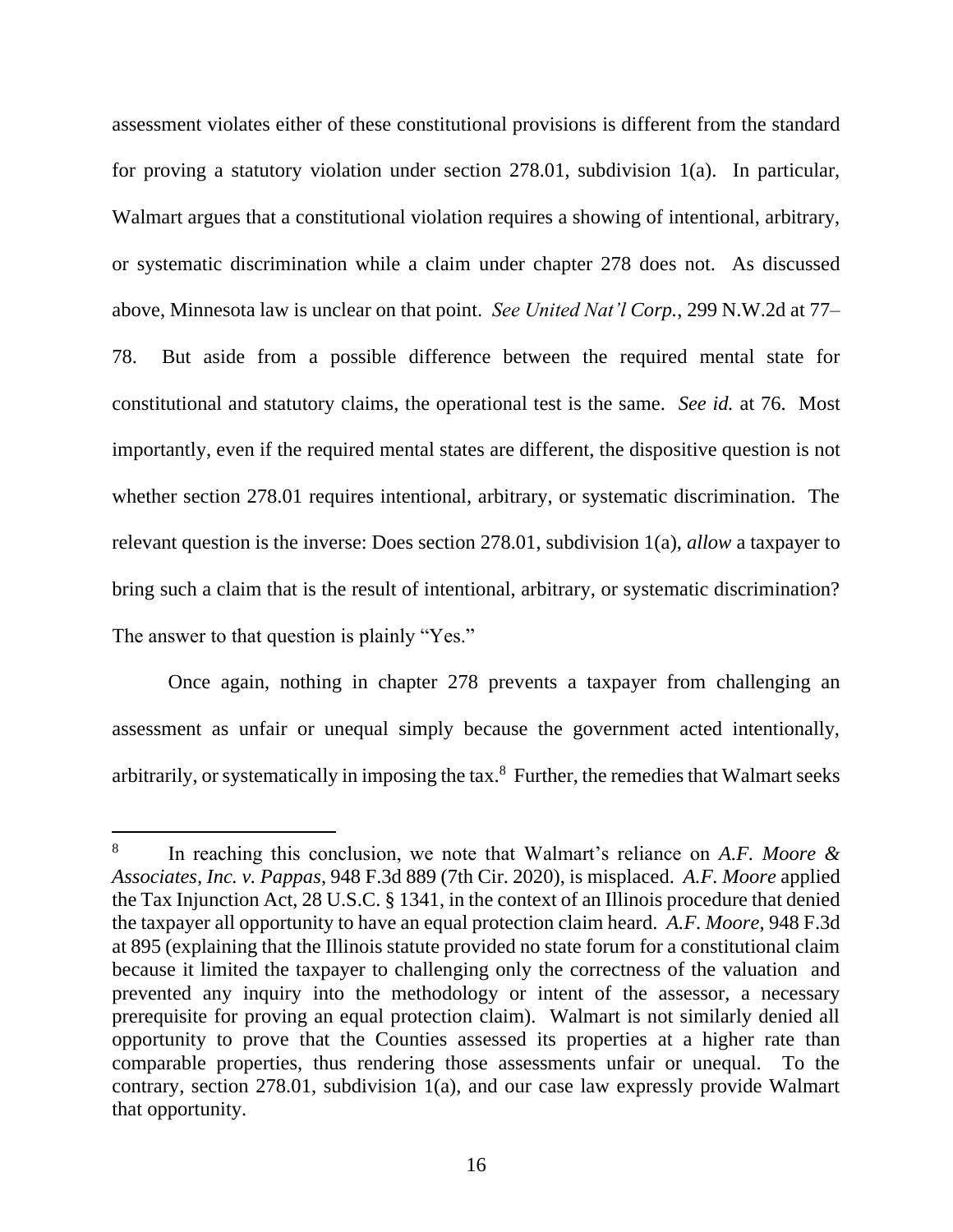assessment violates either of these constitutional provisions is different from the standard for proving a statutory violation under section 278.01, subdivision 1(a). In particular, Walmart argues that a constitutional violation requires a showing of intentional, arbitrary, or systematic discrimination while a claim under chapter 278 does not. As discussed above, Minnesota law is unclear on that point. *See United Nat'l Corp.*, 299 N.W.2d at 77–78. But aside from a possible difference between the required mental state for constitutional and statutory claims, the operational test is the same. *See id.* at 76. Most importantly, even if the required mental states are different, the dispositive question is not whether section 278.01 requires intentional, arbitrary, or systematic discrimination. The relevant question is the inverse: Does section 278.01, subdivision 1(a), *allow* a taxpayer to bring such a claim that is the result of intentional, arbitrary, or systematic discrimination? The answer to that question is plainly "Yes."

Once again, nothing in chapter 278 prevents a taxpayer from challenging an assessment as unfair or unequal simply because the government acted intentionally, arbitrarily, or systematically in imposing the tax.[8] Further, the remedies that Walmart seeks

---

[8] In reaching this conclusion, we note that Walmart's reliance on *A.F. Moore & Associates, Inc. v. Pappas*, 948 F.3d 889 (7th Cir. 2020), is misplaced. *A.F. Moore* applied the Tax Injunction Act, 28 U.S.C. § 1341, in the context of an Illinois procedure that denied the taxpayer all opportunity to have an equal protection claim heard. *A.F. Moore*, 948 F.3d at 895 (explaining that the Illinois statute provided no state forum for a constitutional claim because it limited the taxpayer to challenging only the correctness of the valuation and prevented any inquiry into the methodology or intent of the assessor, a necessary prerequisite for proving an equal protection claim). Walmart is not similarly denied all opportunity to prove that the Counties assessed its properties at a higher rate than comparable properties, thus rendering those assessments unfair or unequal. To the contrary, section 278.01, subdivision 1(a), and our case law expressly provide Walmart that opportunity.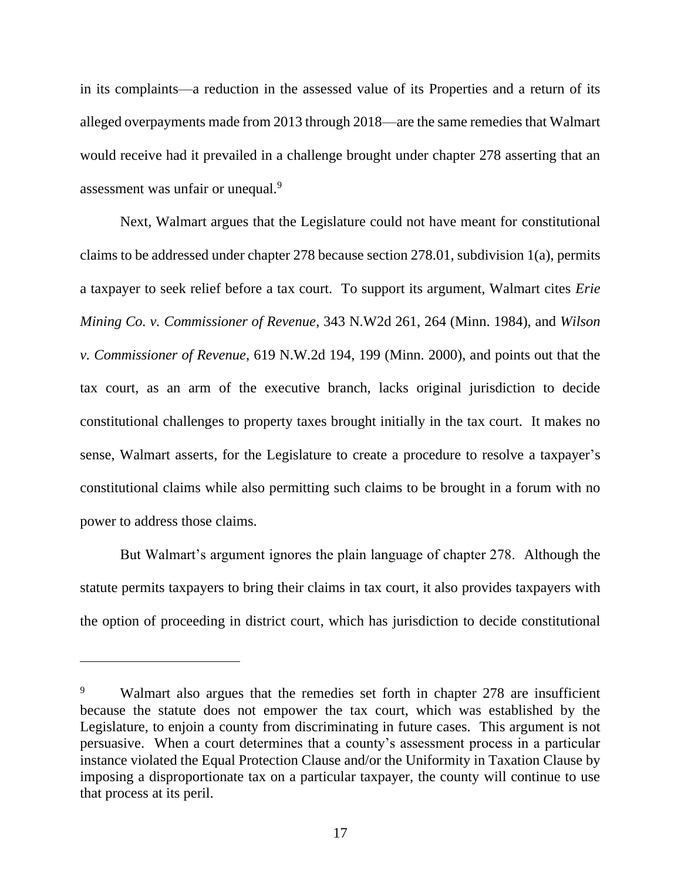in its complaints—a reduction in the assessed value of its Properties and a return of its alleged overpayments made from 2013 through 2018—are the same remedies that Walmart would receive had it prevailed in a challenge brought under chapter 278 asserting that an assessment was unfair or unequal.[9]

Next, Walmart argues that the Legislature could not have meant for constitutional claims to be addressed under chapter 278 because section 278.01, subdivision 1(a), permits a taxpayer to seek relief before a tax court. To support its argument, Walmart cites *Erie Mining Co. v. Commissioner of Revenue*, 343 N.W2d 261, 264 (Minn. 1984), and *Wilson v. Commissioner of Revenue*, 619 N.W.2d 194, 199 (Minn. 2000), and points out that the tax court, as an arm of the executive branch, lacks original jurisdiction to decide constitutional challenges to property taxes brought initially in the tax court. It makes no sense, Walmart asserts, for the Legislature to create a procedure to resolve a taxpayer's constitutional claims while also permitting such claims to be brought in a forum with no power to address those claims.

But Walmart's argument ignores the plain language of chapter 278. Although the statute permits taxpayers to bring their claims in tax court, it also provides taxpayers with the option of proceeding in district court, which has jurisdiction to decide constitutional

---

[9] Walmart also argues that the remedies set forth in chapter 278 are insufficient because the statute does not empower the tax court, which was established by the Legislature, to enjoin a county from discriminating in future cases. This argument is not persuasive. When a court determines that a county's assessment process in a particular instance violated the Equal Protection Clause and/or the Uniformity in Taxation Clause by imposing a disproportionate tax on a particular taxpayer, the county will continue to use that process at its peril.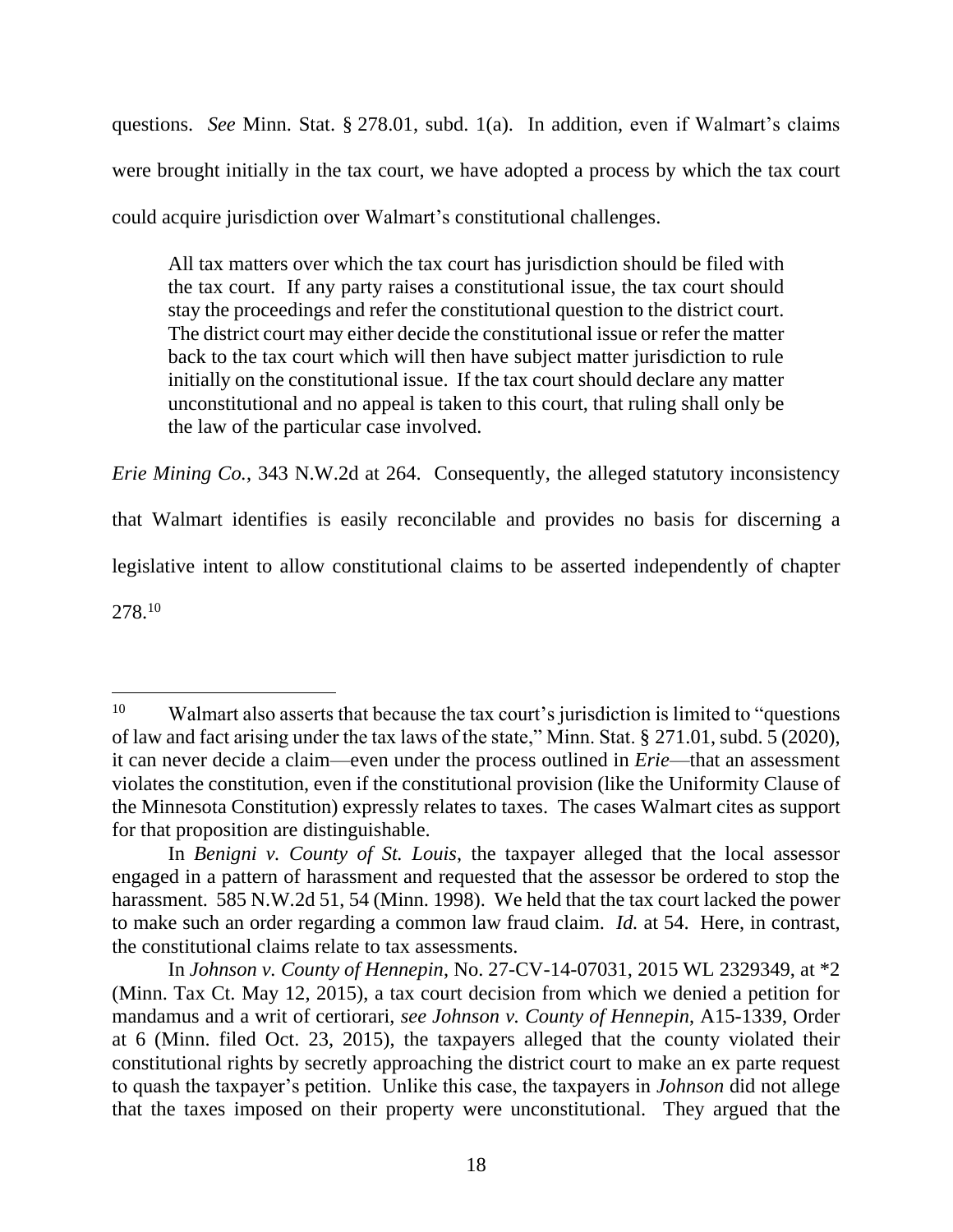questions. *See* Minn. Stat. § 278.01, subd. 1(a). In addition, even if Walmart's claims were brought initially in the tax court, we have adopted a process by which the tax court could acquire jurisdiction over Walmart's constitutional challenges.

> All tax matters over which the tax court has jurisdiction should be filed with the tax court. If any party raises a constitutional issue, the tax court should stay the proceedings and refer the constitutional question to the district court. The district court may either decide the constitutional issue or refer the matter back to the tax court which will then have subject matter jurisdiction to rule initially on the constitutional issue. If the tax court should declare any matter unconstitutional and no appeal is taken to this court, that ruling shall only be the law of the particular case involved.

*Erie Mining Co.*, 343 N.W.2d at 264. Consequently, the alleged statutory inconsistency that Walmart identifies is easily reconcilable and provides no basis for discerning a legislative intent to allow constitutional claims to be asserted independently of chapter 278.[10]

---

[10] Walmart also asserts that because the tax court's jurisdiction is limited to "questions of law and fact arising under the tax laws of the state," Minn. Stat. § 271.01, subd. 5 (2020), it can never decide a claim—even under the process outlined in *Erie*—that an assessment violates the constitution, even if the constitutional provision (like the Uniformity Clause of the Minnesota Constitution) expressly relates to taxes. The cases Walmart cites as support for that proposition are distinguishable.

In *Benigni v. County of St. Louis*, the taxpayer alleged that the local assessor engaged in a pattern of harassment and requested that the assessor be ordered to stop the harassment. 585 N.W.2d 51, 54 (Minn. 1998). We held that the tax court lacked the power to make such an order regarding a common law fraud claim. *Id.* at 54. Here, in contrast, the constitutional claims relate to tax assessments.

In *Johnson v. County of Hennepin*, No. 27-CV-14-07031, 2015 WL 2329349, at *2 (Minn. Tax Ct. May 12, 2015), a tax court decision from which we denied a petition for mandamus and a writ of certiorari, *see Johnson v. County of Hennepin*, A15-1339, Order at 6 (Minn. filed Oct. 23, 2015), the taxpayers alleged that the county violated their constitutional rights by secretly approaching the district court to make an ex parte request to quash the taxpayer's petition. Unlike this case, the taxpayers in *Johnson* did not allege that the taxes imposed on their property were unconstitutional. They argued that the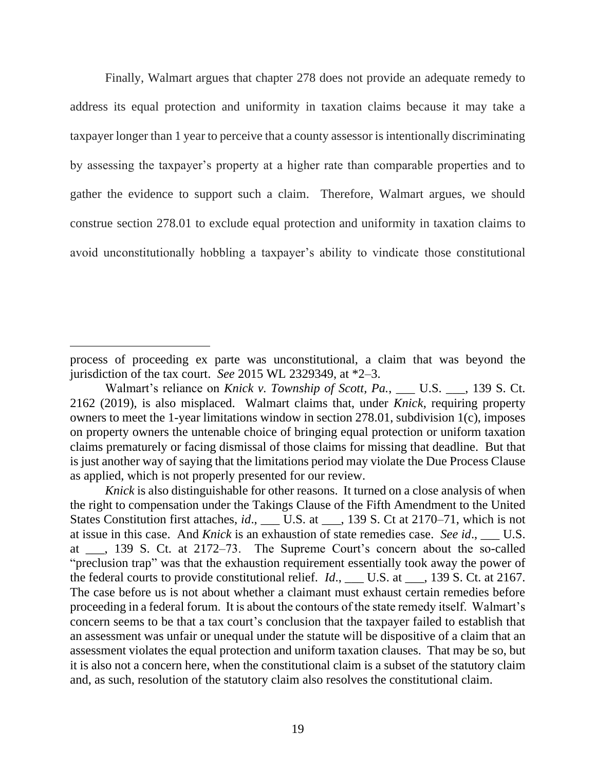Finally, Walmart argues that chapter 278 does not provide an adequate remedy to address its equal protection and uniformity in taxation claims because it may take a taxpayer longer than 1 year to perceive that a county assessor is intentionally discriminating by assessing the taxpayer's property at a higher rate than comparable properties and to gather the evidence to support such a claim. Therefore, Walmart argues, we should construe section 278.01 to exclude equal protection and uniformity in taxation claims to avoid unconstitutionally hobbling a taxpayer's ability to vindicate those constitutional

---

process of proceeding ex parte was unconstitutional, a claim that was beyond the jurisdiction of the tax court. *See* 2015 WL 2329349, at *2–3.

Walmart's reliance on *Knick v. Township of Scott, Pa.*, ___ U.S. ___, 139 S. Ct. 2162 (2019), is also misplaced. Walmart claims that, under *Knick*, requiring property owners to meet the 1-year limitations window in section 278.01, subdivision 1(c), imposes on property owners the untenable choice of bringing equal protection or uniform taxation claims prematurely or facing dismissal of those claims for missing that deadline. But that is just another way of saying that the limitations period may violate the Due Process Clause as applied, which is not properly presented for our review.

*Knick* is also distinguishable for other reasons. It turned on a close analysis of when the right to compensation under the Takings Clause of the Fifth Amendment to the United States Constitution first attaches, *id*., ___ U.S. at ___, 139 S. Ct at 2170–71, which is not at issue in this case. And *Knick* is an exhaustion of state remedies case. *See id*., ___ U.S. at ___, 139 S. Ct. at 2172–73. The Supreme Court's concern about the so-called "preclusion trap" was that the exhaustion requirement essentially took away the power of the federal courts to provide constitutional relief. *Id*., ___ U.S. at ___, 139 S. Ct. at 2167. The case before us is not about whether a claimant must exhaust certain remedies before proceeding in a federal forum. It is about the contours of the state remedy itself. Walmart's concern seems to be that a tax court's conclusion that the taxpayer failed to establish that an assessment was unfair or unequal under the statute will be dispositive of a claim that an assessment violates the equal protection and uniform taxation clauses. That may be so, but it is also not a concern here, when the constitutional claim is a subset of the statutory claim and, as such, resolution of the statutory claim also resolves the constitutional claim.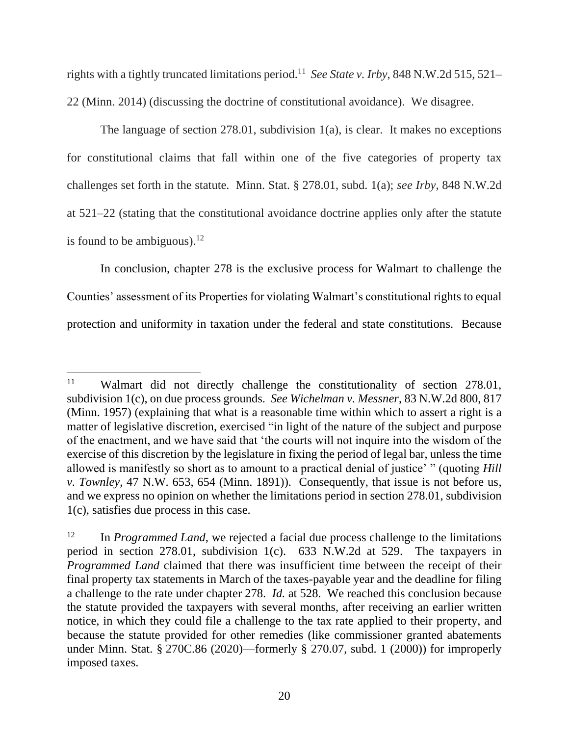rights with a tightly truncated limitations period.[11] *See State v. Irby*, 848 N.W.2d 515, 521–22 (Minn. 2014) (discussing the doctrine of constitutional avoidance). We disagree.

The language of section 278.01, subdivision 1(a), is clear. It makes no exceptions for constitutional claims that fall within one of the five categories of property tax challenges set forth in the statute. Minn. Stat. § 278.01, subd. 1(a); *see Irby*, 848 N.W.2d at 521–22 (stating that the constitutional avoidance doctrine applies only after the statute is found to be ambiguous).[12]

In conclusion, chapter 278 is the exclusive process for Walmart to challenge the Counties' assessment of its Properties for violating Walmart's constitutional rights to equal protection and uniformity in taxation under the federal and state constitutions. Because

---

[11] Walmart did not directly challenge the constitutionality of section 278.01, subdivision 1(c), on due process grounds. *See Wichelman v. Messner*, 83 N.W.2d 800, 817 (Minn. 1957) (explaining that what is a reasonable time within which to assert a right is a matter of legislative discretion, exercised "in light of the nature of the subject and purpose of the enactment, and we have said that 'the courts will not inquire into the wisdom of the exercise of this discretion by the legislature in fixing the period of legal bar, unless the time allowed is manifestly so short as to amount to a practical denial of justice' " (quoting *Hill v. Townley*, 47 N.W. 653, 654 (Minn. 1891)). Consequently, that issue is not before us, and we express no opinion on whether the limitations period in section 278.01, subdivision 1(c), satisfies due process in this case.

[12] In *Programmed Land*, we rejected a facial due process challenge to the limitations period in section 278.01, subdivision 1(c). 633 N.W.2d at 529. The taxpayers in *Programmed Land* claimed that there was insufficient time between the receipt of their final property tax statements in March of the taxes-payable year and the deadline for filing a challenge to the rate under chapter 278. *Id.* at 528. We reached this conclusion because the statute provided the taxpayers with several months, after receiving an earlier written notice, in which they could file a challenge to the tax rate applied to their property, and because the statute provided for other remedies (like commissioner granted abatements under Minn. Stat. § 270C.86 (2020)—formerly § 270.07, subd. 1 (2000)) for improperly imposed taxes.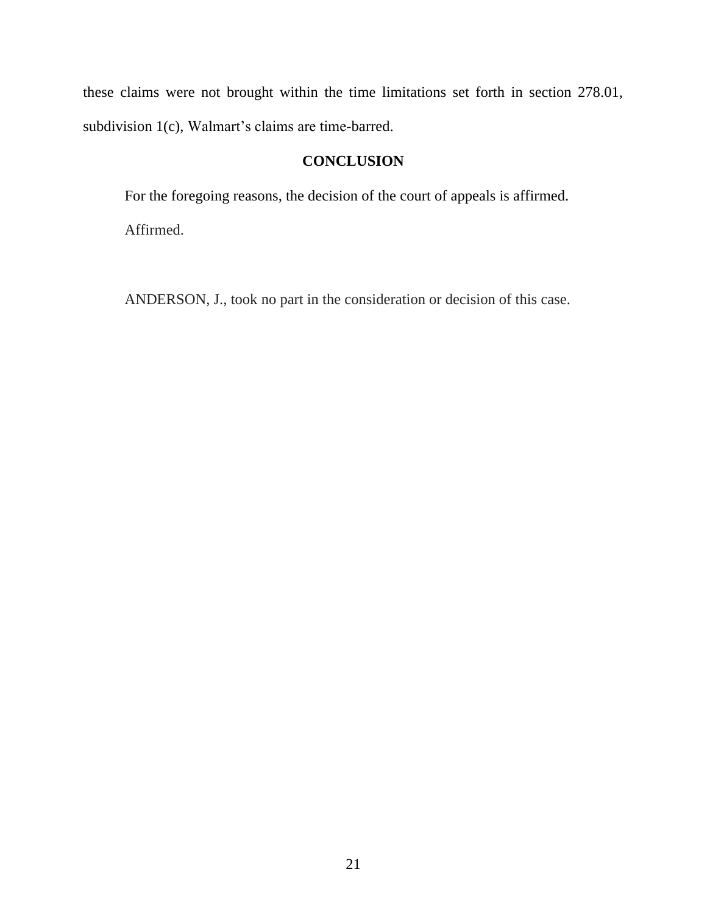these claims were not brought within the time limitations set forth in section 278.01, subdivision 1(c), Walmart's claims are time-barred.

**CONCLUSION**

For the foregoing reasons, the decision of the court of appeals is affirmed.

Affirmed.

ANDERSON, J., took no part in the consideration or decision of this case.